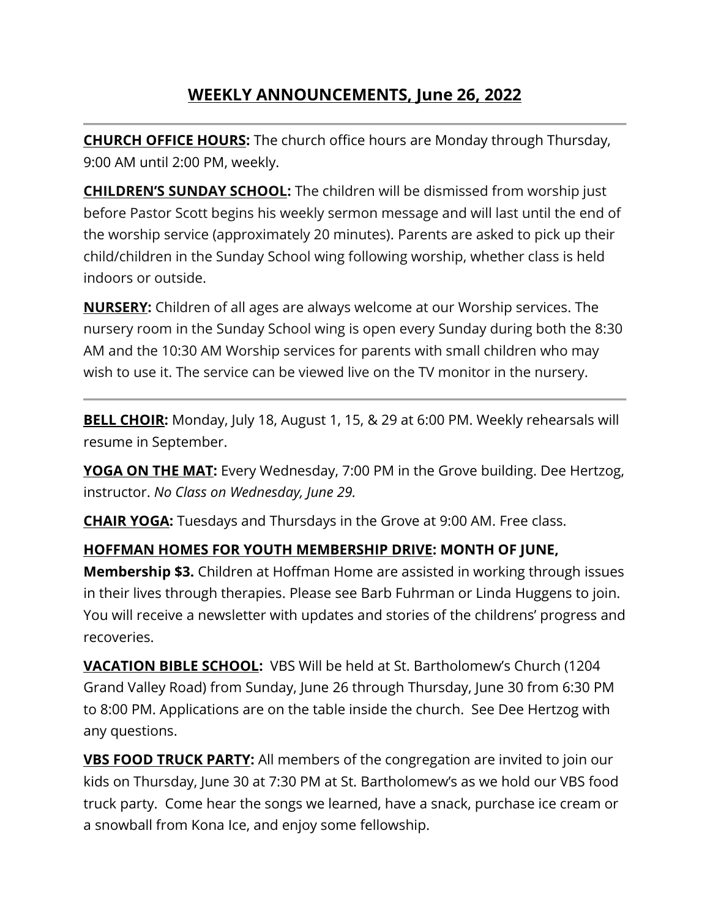# WEEKLY ANNOUNCEMENTS, June 26, 2022

---

**CHURCH OFFICE HOURS:** The church office hours are Monday through Thursday, 9:00 AM until 2:00 PM, weekly.

**CHILDREN'S SUNDAY SCHOOL:** The children will be dismissed from worship just before Pastor Scott begins his weekly sermon message and will last until the end of the worship service (approximately 20 minutes). Parents are asked to pick up their child/children in the Sunday School wing following worship, whether class is held indoors or outside.

**NURSERY:** Children of all ages are always welcome at our Worship services. The nursery room in the Sunday School wing is open every Sunday during both the 8:30 AM and the 10:30 AM Worship services for parents with small children who may wish to use it. The service can be viewed live on the TV monitor in the nursery.

---

**BELL CHOIR:** Monday, July 18, August 1, 15, & 29 at 6:00 PM. Weekly rehearsals will resume in September.

**YOGA ON THE MAT:** Every Wednesday, 7:00 PM in the Grove building. Dee Hertzog, instructor. *No Class on Wednesday, June 29.*

**CHAIR YOGA:** Tuesdays and Thursdays in the Grove at 9:00 AM. Free class.

**HOFFMAN HOMES FOR YOUTH MEMBERSHIP DRIVE: MONTH OF JUNE, Membership $3.** Children at Hoffman Home are assisted in working through issues in their lives through therapies. Please see Barb Fuhrman or Linda Huggens to join. You will receive a newsletter with updates and stories of the childrens' progress and recoveries.

**VACATION BIBLE SCHOOL:** VBS Will be held at St. Bartholomew's Church (1204 Grand Valley Road) from Sunday, June 26 through Thursday, June 30 from 6:30 PM to 8:00 PM. Applications are on the table inside the church. See Dee Hertzog with any questions.

**VBS FOOD TRUCK PARTY:** All members of the congregation are invited to join our kids on Thursday, June 30 at 7:30 PM at St. Bartholomew's as we hold our VBS food truck party. Come hear the songs we learned, have a snack, purchase ice cream or a snowball from Kona Ice, and enjoy some fellowship.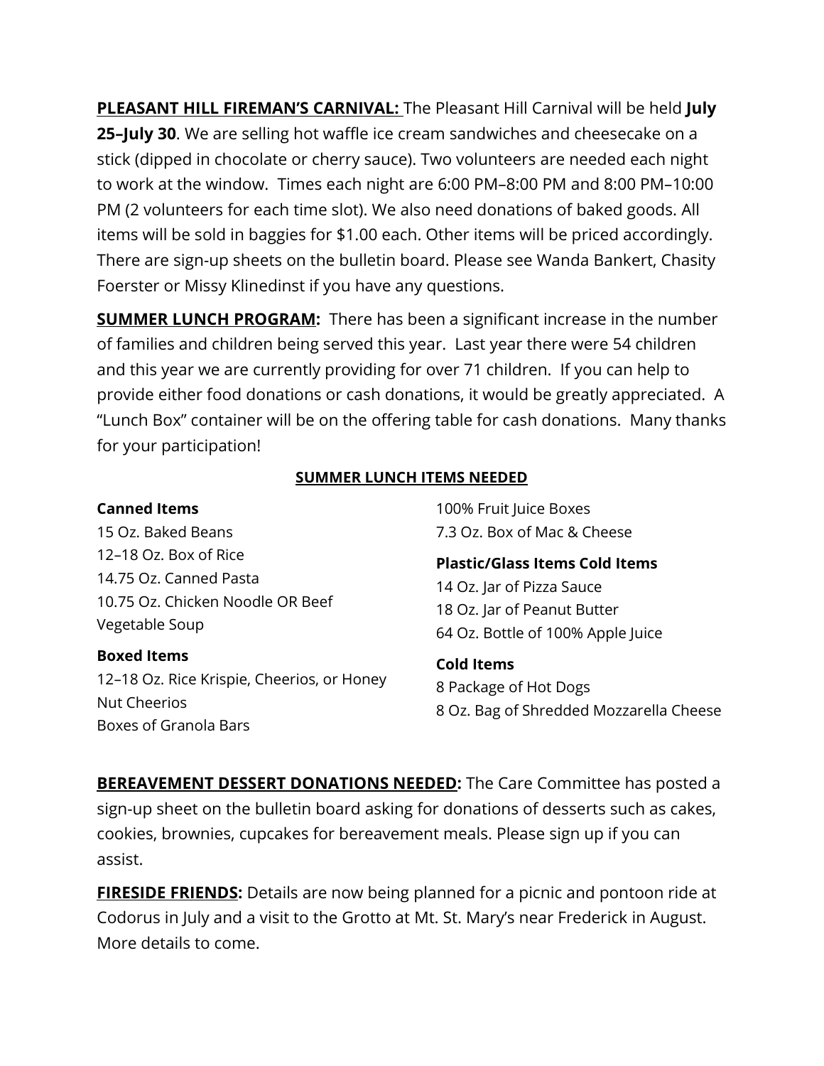**<u>PLEASANT HILL FIREMAN'S CARNIVAL:</u>** The Pleasant Hill Carnival will be held **July 25–July 30**. We are selling hot waffle ice cream sandwiches and cheesecake on a stick (dipped in chocolate or cherry sauce). Two volunteers are needed each night to work at the window. Times each night are 6:00 PM–8:00 PM and 8:00 PM–10:00 PM (2 volunteers for each time slot). We also need donations of baked goods. All items will be sold in baggies for $1.00 each. Other items will be priced accordingly. There are sign-up sheets on the bulletin board. Please see Wanda Bankert, Chasity Foerster or Missy Klinedinst if you have any questions.

**<u>SUMMER LUNCH PROGRAM</u>:** There has been a significant increase in the number of families and children being served this year. Last year there were 54 children and this year we are currently providing for over 71 children. If you can help to provide either food donations or cash donations, it would be greatly appreciated. A "Lunch Box" container will be on the offering table for cash donations. Many thanks for your participation!

**<u>SUMMER LUNCH ITEMS NEEDED</u>**

**Canned Items**
15 Oz. Baked Beans
12–18 Oz. Box of Rice
14.75 Oz. Canned Pasta
10.75 Oz. Chicken Noodle OR Beef Vegetable Soup

**Boxed Items**
12–18 Oz. Rice Krispie, Cheerios, or Honey Nut Cheerios
Boxes of Granola Bars
100% Fruit Juice Boxes
7.3 Oz. Box of Mac & Cheese

**Plastic/Glass Items Cold Items**
14 Oz. Jar of Pizza Sauce
18 Oz. Jar of Peanut Butter
64 Oz. Bottle of 100% Apple Juice

**Cold Items**
8 Package of Hot Dogs
8 Oz. Bag of Shredded Mozzarella Cheese

**<u>BEREAVEMENT DESSERT DONATIONS NEEDED</u>:** The Care Committee has posted a sign-up sheet on the bulletin board asking for donations of desserts such as cakes, cookies, brownies, cupcakes for bereavement meals. Please sign up if you can assist.

**<u>FIRESIDE FRIENDS</u>:** Details are now being planned for a picnic and pontoon ride at Codorus in July and a visit to the Grotto at Mt. St. Mary's near Frederick in August. More details to come.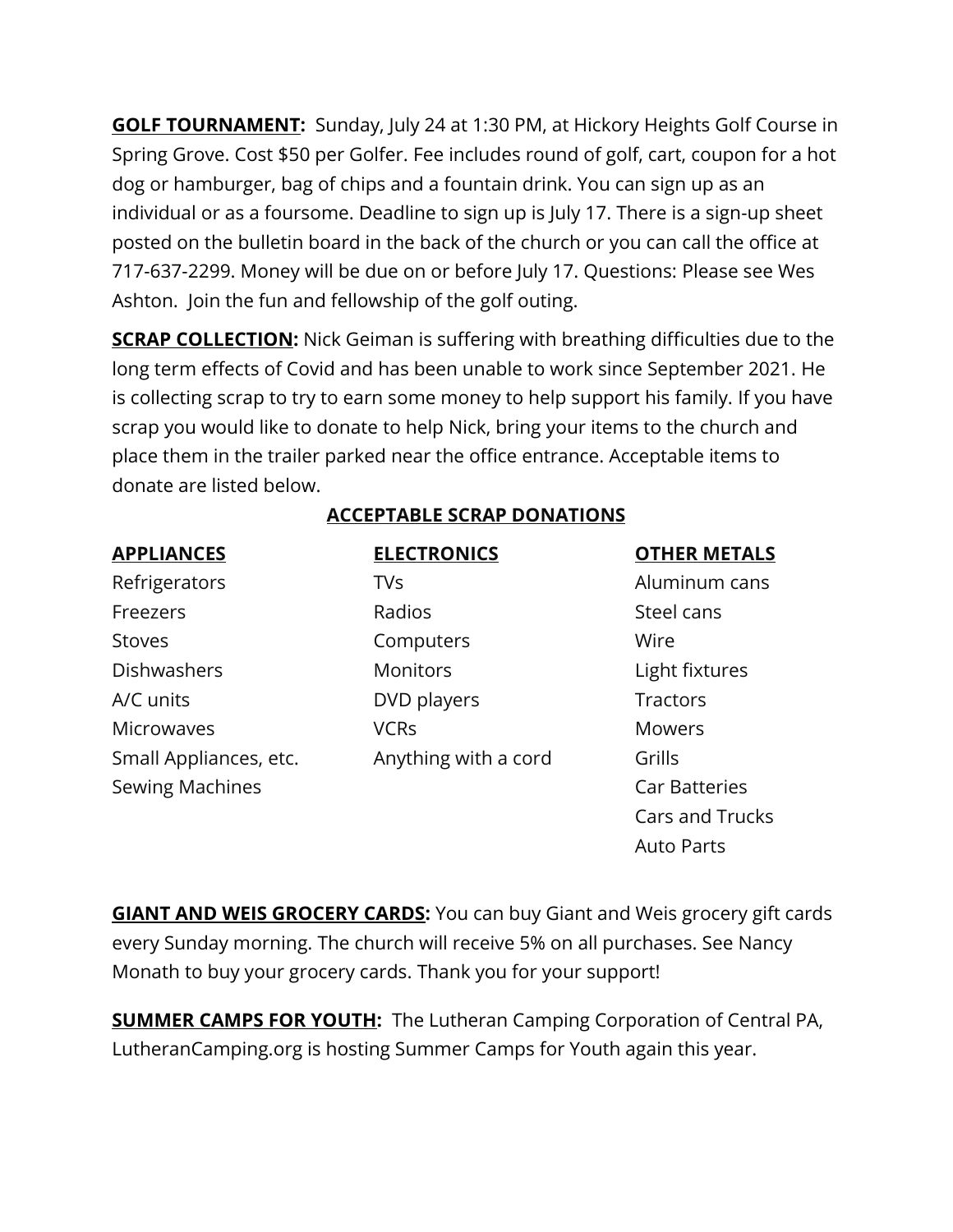**GOLF TOURNAMENT:** Sunday, July 24 at 1:30 PM, at Hickory Heights Golf Course in Spring Grove. Cost $50 per Golfer. Fee includes round of golf, cart, coupon for a hot dog or hamburger, bag of chips and a fountain drink. You can sign up as an individual or as a foursome. Deadline to sign up is July 17. There is a sign-up sheet posted on the bulletin board in the back of the church or you can call the office at 717-637-2299. Money will be due on or before July 17. Questions: Please see Wes Ashton. Join the fun and fellowship of the golf outing.

**SCRAP COLLECTION:** Nick Geiman is suffering with breathing difficulties due to the long term effects of Covid and has been unable to work since September 2021. He is collecting scrap to try to earn some money to help support his family. If you have scrap you would like to donate to help Nick, bring your items to the church and place them in the trailer parked near the office entrance. Acceptable items to donate are listed below.

**ACCEPTABLE SCRAP DONATIONS**

| APPLIANCES | ELECTRONICS | OTHER METALS |
|---|---|---|
| Refrigerators | TVs | Aluminum cans |
| Freezers | Radios | Steel cans |
| Stoves | Computers | Wire |
| Dishwashers | Monitors | Light fixtures |
| A/C units | DVD players | Tractors |
| Microwaves | VCRs | Mowers |
| Small Appliances, etc. | Anything with a cord | Grills |
| Sewing Machines | | Car Batteries |
| | | Cars and Trucks |
| | | Auto Parts |

**GIANT AND WEIS GROCERY CARDS:** You can buy Giant and Weis grocery gift cards every Sunday morning. The church will receive 5% on all purchases. See Nancy Monath to buy your grocery cards. Thank you for your support!

**SUMMER CAMPS FOR YOUTH:** The Lutheran Camping Corporation of Central PA, LutheranCamping.org is hosting Summer Camps for Youth again this year.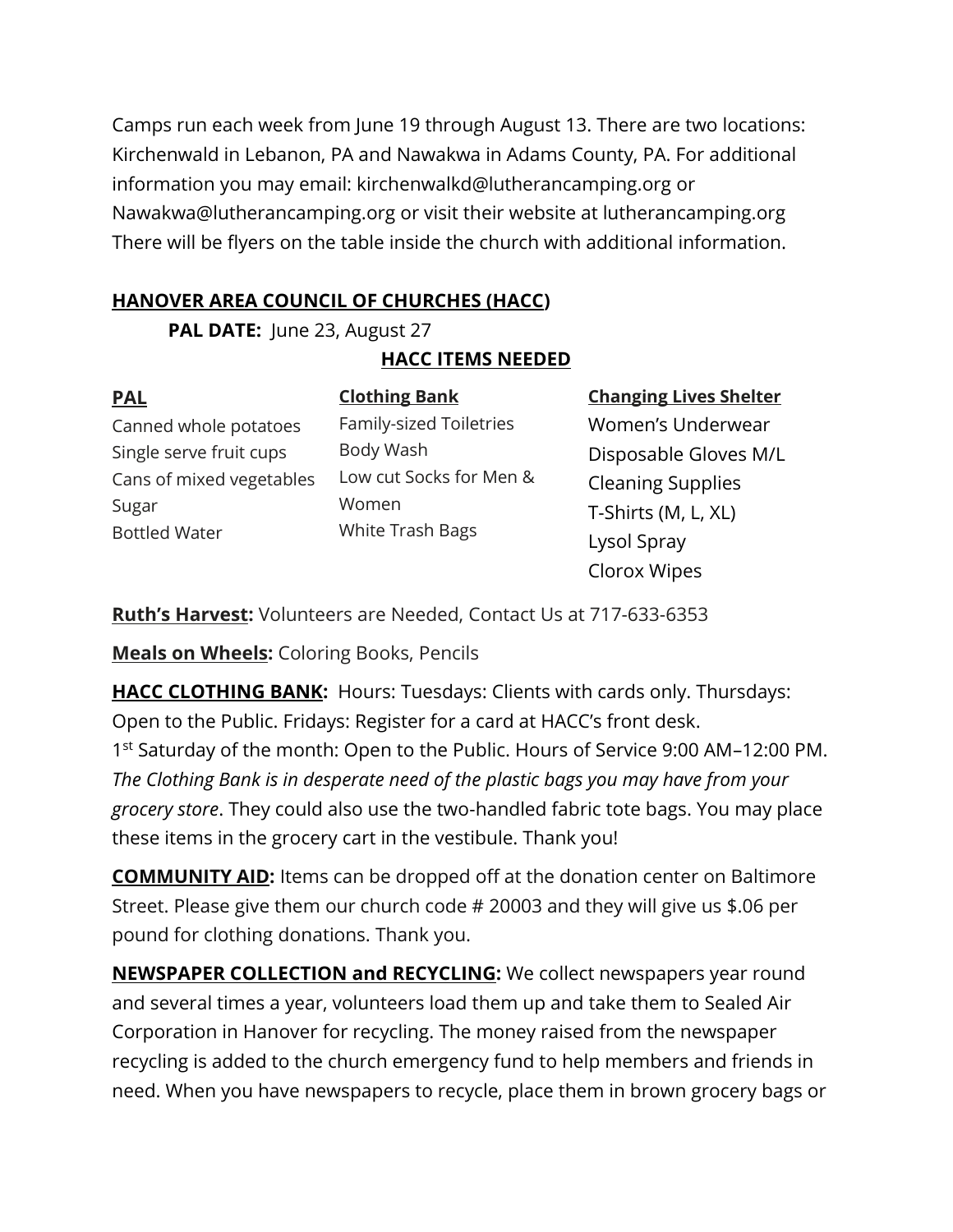Camps run each week from June 19 through August 13. There are two locations: Kirchenwald in Lebanon, PA and Nawakwa in Adams County, PA. For additional information you may email: kirchenwalkd@lutherancamping.org or Nawakwa@lutherancamping.org or visit their website at lutherancamping.org There will be flyers on the table inside the church with additional information.

**HANOVER AREA COUNCIL OF CHURCHES (HACC)**

**PAL DATE:** June 23, August 27

**HACC ITEMS NEEDED**

| PAL | Clothing Bank | Changing Lives Shelter |
|---|---|---|
| Canned whole potatoes | Family-sized Toiletries | Women's Underwear |
| Single serve fruit cups | Body Wash | Disposable Gloves M/L |
| Cans of mixed vegetables | Low cut Socks for Men & Women | Cleaning Supplies |
| Sugar | White Trash Bags | T-Shirts (M, L, XL) |
| Bottled Water | | Lysol Spray |
| | | Clorox Wipes |

**Ruth's Harvest:** Volunteers are Needed, Contact Us at 717-633-6353

**Meals on Wheels:** Coloring Books, Pencils

**HACC CLOTHING BANK:** Hours: Tuesdays: Clients with cards only. Thursdays: Open to the Public. Fridays: Register for a card at HACC's front desk. 1st Saturday of the month: Open to the Public. Hours of Service 9:00 AM–12:00 PM. *The Clothing Bank is in desperate need of the plastic bags you may have from your grocery store*. They could also use the two-handled fabric tote bags. You may place these items in the grocery cart in the vestibule. Thank you!

**COMMUNITY AID:** Items can be dropped off at the donation center on Baltimore Street. Please give them our church code # 20003 and they will give us $.06 per pound for clothing donations. Thank you.

**NEWSPAPER COLLECTION and RECYCLING:** We collect newspapers year round and several times a year, volunteers load them up and take them to Sealed Air Corporation in Hanover for recycling. The money raised from the newspaper recycling is added to the church emergency fund to help members and friends in need. When you have newspapers to recycle, place them in brown grocery bags or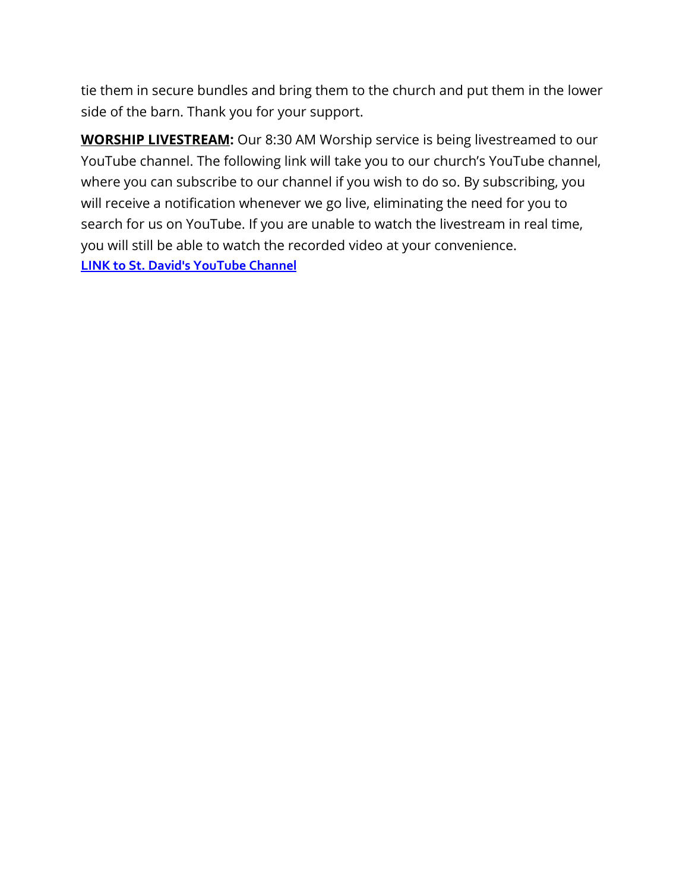tie them in secure bundles and bring them to the church and put them in the lower side of the barn. Thank you for your support.

**WORSHIP LIVESTREAM:** Our 8:30 AM Worship service is being livestreamed to our YouTube channel. The following link will take you to our church's YouTube channel, where you can subscribe to our channel if you wish to do so. By subscribing, you will receive a notification whenever we go live, eliminating the need for you to search for us on YouTube. If you are unable to watch the livestream in real time, you will still be able to watch the recorded video at your convenience.
**LINK to St. David's YouTube Channel**